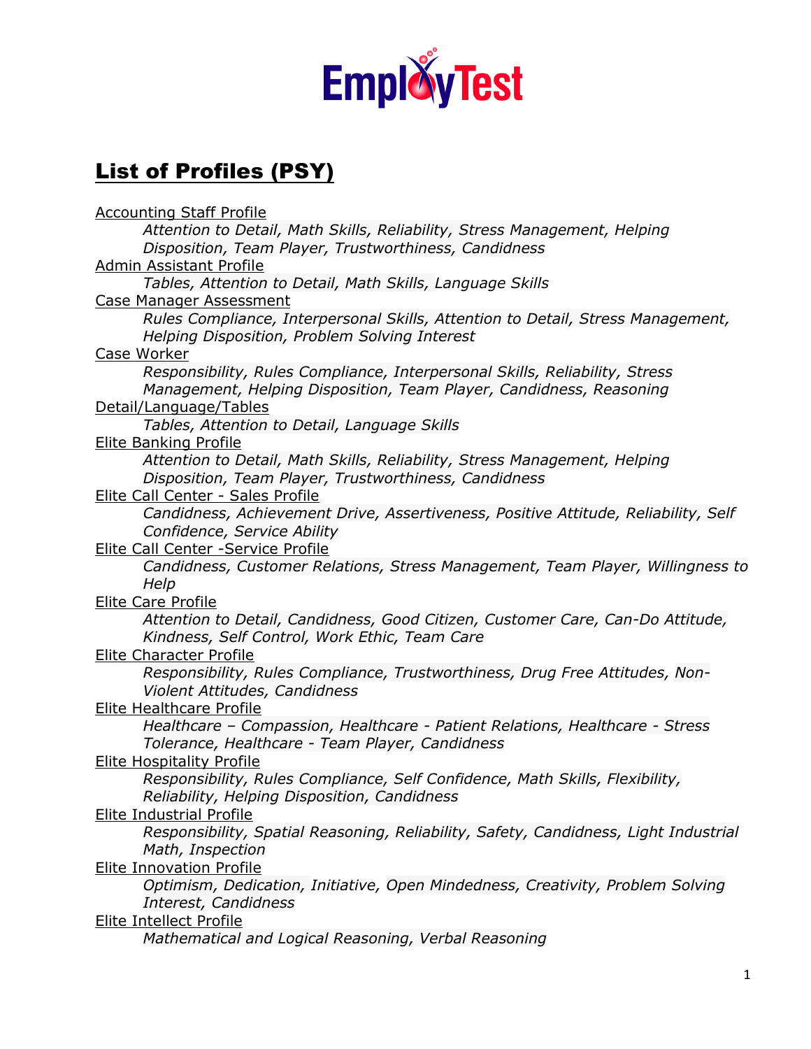EmployTest

## List of Profiles (PSY)

Accounting Staff Profile
: *Attention to Detail, Math Skills, Reliability, Stress Management, Helping Disposition, Team Player, Trustworthiness, Candidness*

Admin Assistant Profile
: *Tables, Attention to Detail, Math Skills, Language Skills*

Case Manager Assessment
: *Rules Compliance, Interpersonal Skills, Attention to Detail, Stress Management, Helping Disposition, Problem Solving Interest*

Case Worker
: *Responsibility, Rules Compliance, Interpersonal Skills, Reliability, Stress Management, Helping Disposition, Team Player, Candidness, Reasoning*

Detail/Language/Tables
: *Tables, Attention to Detail, Language Skills*

Elite Banking Profile
: *Attention to Detail, Math Skills, Reliability, Stress Management, Helping Disposition, Team Player, Trustworthiness, Candidness*

Elite Call Center - Sales Profile
: *Candidness, Achievement Drive, Assertiveness, Positive Attitude, Reliability, Self Confidence, Service Ability*

Elite Call Center -Service Profile
: *Candidness, Customer Relations, Stress Management, Team Player, Willingness to Help*

Elite Care Profile
: *Attention to Detail, Candidness, Good Citizen, Customer Care, Can-Do Attitude, Kindness, Self Control, Work Ethic, Team Care*

Elite Character Profile
: *Responsibility, Rules Compliance, Trustworthiness, Drug Free Attitudes, Non-Violent Attitudes, Candidness*

Elite Healthcare Profile
: *Healthcare – Compassion, Healthcare - Patient Relations, Healthcare - Stress Tolerance, Healthcare - Team Player, Candidness*

Elite Hospitality Profile
: *Responsibility, Rules Compliance, Self Confidence, Math Skills, Flexibility, Reliability, Helping Disposition, Candidness*

Elite Industrial Profile
: *Responsibility, Spatial Reasoning, Reliability, Safety, Candidness, Light Industrial Math, Inspection*

Elite Innovation Profile
: *Optimism, Dedication, Initiative, Open Mindedness, Creativity, Problem Solving Interest, Candidness*

Elite Intellect Profile
: *Mathematical and Logical Reasoning, Verbal Reasoning*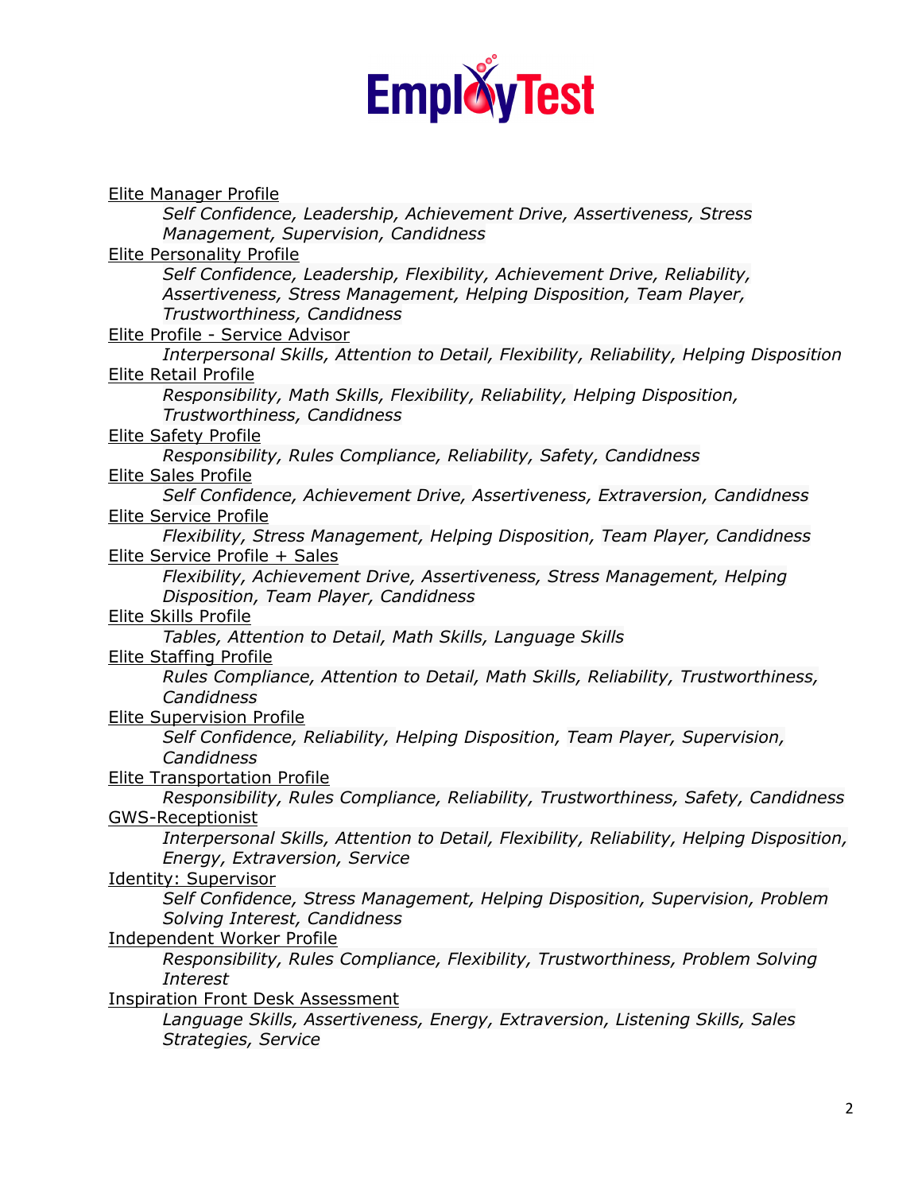EmployTest

Elite Manager Profile

*Self Confidence, Leadership, Achievement Drive, Assertiveness, Stress Management, Supervision, Candidness*

Elite Personality Profile

*Self Confidence, Leadership, Flexibility, Achievement Drive, Reliability, Assertiveness, Stress Management, Helping Disposition, Team Player, Trustworthiness, Candidness*

Elite Profile - Service Advisor

*Interpersonal Skills, Attention to Detail, Flexibility, Reliability, Helping Disposition*

Elite Retail Profile

*Responsibility, Math Skills, Flexibility, Reliability, Helping Disposition, Trustworthiness, Candidness*

Elite Safety Profile

*Responsibility, Rules Compliance, Reliability, Safety, Candidness*

Elite Sales Profile

*Self Confidence, Achievement Drive, Assertiveness, Extraversion, Candidness*

Elite Service Profile

*Flexibility, Stress Management, Helping Disposition, Team Player, Candidness*

Elite Service Profile + Sales

*Flexibility, Achievement Drive, Assertiveness, Stress Management, Helping Disposition, Team Player, Candidness*

Elite Skills Profile

*Tables, Attention to Detail, Math Skills, Language Skills*

Elite Staffing Profile

*Rules Compliance, Attention to Detail, Math Skills, Reliability, Trustworthiness, Candidness*

Elite Supervision Profile

*Self Confidence, Reliability, Helping Disposition, Team Player, Supervision, Candidness*

Elite Transportation Profile

*Responsibility, Rules Compliance, Reliability, Trustworthiness, Safety, Candidness*

GWS-Receptionist

*Interpersonal Skills, Attention to Detail, Flexibility, Reliability, Helping Disposition, Energy, Extraversion, Service*

Identity: Supervisor

*Self Confidence, Stress Management, Helping Disposition, Supervision, Problem Solving Interest, Candidness*

Independent Worker Profile

*Responsibility, Rules Compliance, Flexibility, Trustworthiness, Problem Solving Interest*

Inspiration Front Desk Assessment

*Language Skills, Assertiveness, Energy, Extraversion, Listening Skills, Sales Strategies, Service*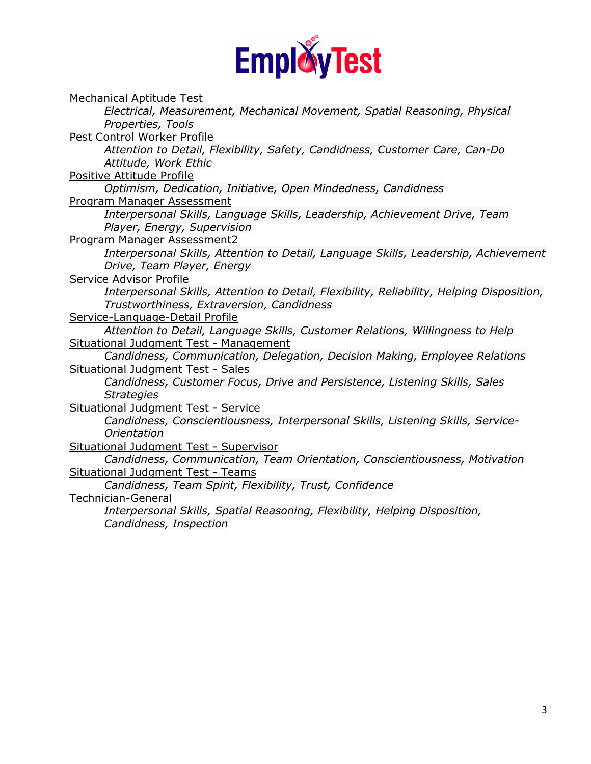EmployTest

Mechanical Aptitude Test

*Electrical, Measurement, Mechanical Movement, Spatial Reasoning, Physical Properties, Tools*

Pest Control Worker Profile

*Attention to Detail, Flexibility, Safety, Candidness, Customer Care, Can-Do Attitude, Work Ethic*

Positive Attitude Profile

*Optimism, Dedication, Initiative, Open Mindedness, Candidness*

Program Manager Assessment

*Interpersonal Skills, Language Skills, Leadership, Achievement Drive, Team Player, Energy, Supervision*

Program Manager Assessment2

*Interpersonal Skills, Attention to Detail, Language Skills, Leadership, Achievement Drive, Team Player, Energy*

Service Advisor Profile

*Interpersonal Skills, Attention to Detail, Flexibility, Reliability, Helping Disposition, Trustworthiness, Extraversion, Candidness*

Service-Language-Detail Profile

*Attention to Detail, Language Skills, Customer Relations, Willingness to Help*

Situational Judgment Test - Management

*Candidness, Communication, Delegation, Decision Making, Employee Relations*

Situational Judgment Test - Sales

*Candidness, Customer Focus, Drive and Persistence, Listening Skills, Sales Strategies*

Situational Judgment Test - Service

*Candidness, Conscientiousness, Interpersonal Skills, Listening Skills, Service-Orientation*

Situational Judgment Test - Supervisor

*Candidness, Communication, Team Orientation, Conscientiousness, Motivation*

Situational Judgment Test - Teams

*Candidness, Team Spirit, Flexibility, Trust, Confidence*

Technician-General

*Interpersonal Skills, Spatial Reasoning, Flexibility, Helping Disposition, Candidness, Inspection*